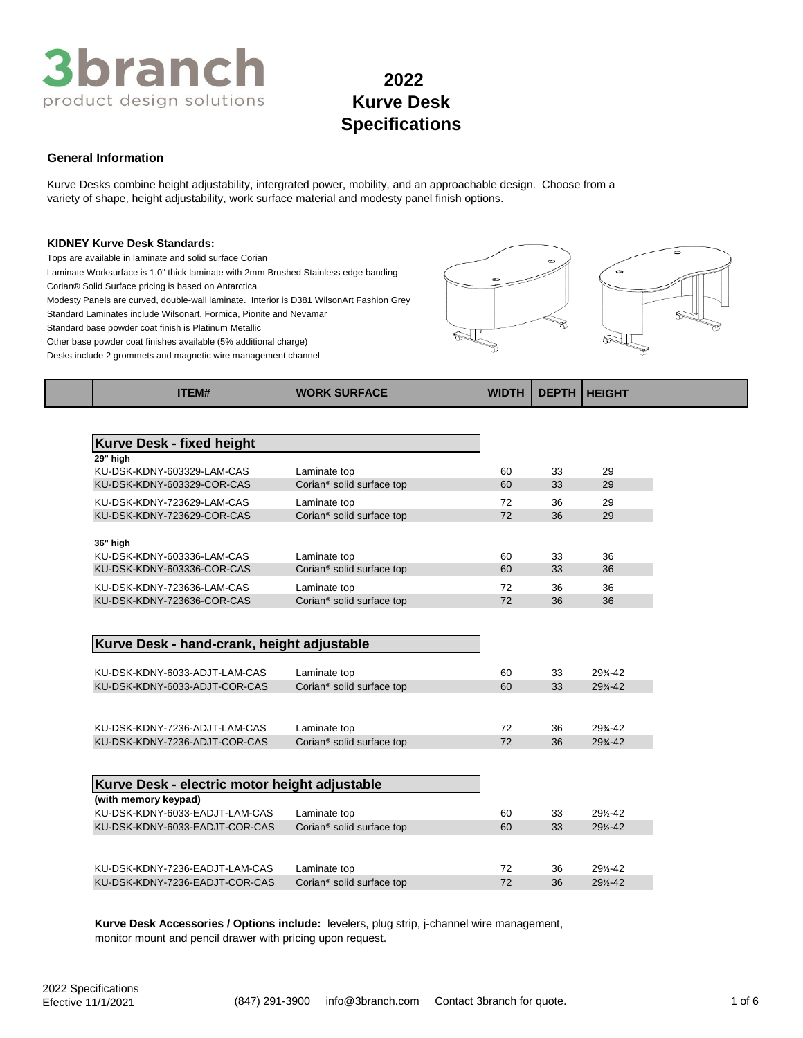# 2022 Kurve Desk Specifications

3branch product design solutions

## General Information

Kurve Desks combine height adjustability, intergrated power, mobility, and an approachable design. Choose from a variety of shape, height adjustability, work surface material and modesty panel finish options.

**KIDNEY Kurve Desk Standards:**

Tops are available in laminate and solid surface Corian
Laminate Worksurface is 1.0" thick laminate with 2mm Brushed Stainless edge banding
Corian® Solid Surface pricing is based on Antarctica
Modesty Panels are curved, double-wall laminate. Interior is D381 WilsonArt Fashion Grey
Standard Laminates include Wilsonart, Formica, Pionite and Nevamar
Standard base powder coat finish is Platinum Metallic
Other base powder coat finishes available (5% additional charge)
Desks include 2 grommets and magnetic wire management channel

| ITEM# | WORK SURFACE | WIDTH | DEPTH | HEIGHT |
|---|---|---|---|---|
| **Kurve Desk - fixed height** | | | | |
| **29" high** | | | | |
| KU-DSK-KDNY-603329-LAM-CAS | Laminate top | 60 | 33 | 29 |
| KU-DSK-KDNY-603329-COR-CAS | Corian® solid surface top | 60 | 33 | 29 |
| KU-DSK-KDNY-723629-LAM-CAS | Laminate top | 72 | 36 | 29 |
| KU-DSK-KDNY-723629-COR-CAS | Corian® solid surface top | 72 | 36 | 29 |
| **36" high** | | | | |
| KU-DSK-KDNY-603336-LAM-CAS | Laminate top | 60 | 33 | 36 |
| KU-DSK-KDNY-603336-COR-CAS | Corian® solid surface top | 60 | 33 | 36 |
| KU-DSK-KDNY-723636-LAM-CAS | Laminate top | 72 | 36 | 36 |
| KU-DSK-KDNY-723636-COR-CAS | Corian® solid surface top | 72 | 36 | 36 |
| **Kurve Desk - hand-crank, height adjustable** | | | | |
| KU-DSK-KDNY-6033-ADJT-LAM-CAS | Laminate top | 60 | 33 | 29¾-42 |
| KU-DSK-KDNY-6033-ADJT-COR-CAS | Corian® solid surface top | 60 | 33 | 29¾-42 |
| KU-DSK-KDNY-7236-ADJT-LAM-CAS | Laminate top | 72 | 36 | 29¾-42 |
| KU-DSK-KDNY-7236-ADJT-COR-CAS | Corian® solid surface top | 72 | 36 | 29¾-42 |
| **Kurve Desk - electric motor height adjustable** | | | | |
| **(with memory keypad)** | | | | |
| KU-DSK-KDNY-6033-EADJT-LAM-CAS | Laminate top | 60 | 33 | 29½-42 |
| KU-DSK-KDNY-6033-EADJT-COR-CAS | Corian® solid surface top | 60 | 33 | 29½-42 |
| KU-DSK-KDNY-7236-EADJT-LAM-CAS | Laminate top | 72 | 36 | 29½-42 |
| KU-DSK-KDNY-7236-EADJT-COR-CAS | Corian® solid surface top | 72 | 36 | 29½-42 |

**Kurve Desk Accessories / Options include:** levelers, plug strip, j-channel wire management, monitor mount and pencil drawer with pricing upon request.

2022 Specifications
Efective 11/1/2021 (847) 291-3900 info@3branch.com Contact 3branch for quote.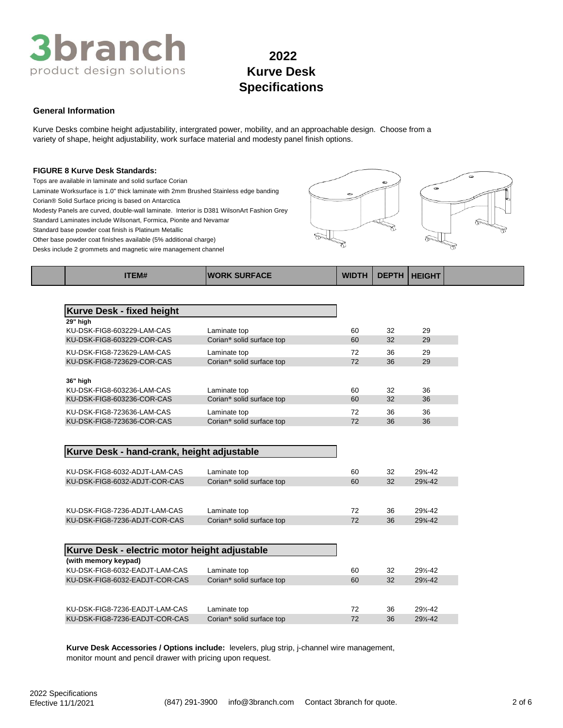# 2022 Kurve Desk Specifications

## General Information

Kurve Desks combine height adjustability, intergrated power, mobility, and an approachable design. Choose from a variety of shape, height adjustability, work surface material and modesty panel finish options.

**FIGURE 8 Kurve Desk Standards:**

Tops are available in laminate and solid surface Corian
Laminate Worksurface is 1.0" thick laminate with 2mm Brushed Stainless edge banding
Corian® Solid Surface pricing is based on Antarctica
Modesty Panels are curved, double-wall laminate. Interior is D381 WilsonArt Fashion Grey
Standard Laminates include Wilsonart, Formica, Pionite and Nevamar
Standard base powder coat finish is Platinum Metallic
Other base powder coat finishes available (5% additional charge)
Desks include 2 grommets and magnetic wire management channel

| ITEM# | WORK SURFACE | WIDTH | DEPTH | HEIGHT |
|---|---|---|---|---|
| **Kurve Desk - fixed height** | | | | |
| **29" high** | | | | |
| KU-DSK-FIG8-603229-LAM-CAS | Laminate top | 60 | 32 | 29 |
| KU-DSK-FIG8-603229-COR-CAS | Corian® solid surface top | 60 | 32 | 29 |
| KU-DSK-FIG8-723629-LAM-CAS | Laminate top | 72 | 36 | 29 |
| KU-DSK-FIG8-723629-COR-CAS | Corian® solid surface top | 72 | 36 | 29 |
| **36" high** | | | | |
| KU-DSK-FIG8-603236-LAM-CAS | Laminate top | 60 | 32 | 36 |
| KU-DSK-FIG8-603236-COR-CAS | Corian® solid surface top | 60 | 32 | 36 |
| KU-DSK-FIG8-723636-LAM-CAS | Laminate top | 72 | 36 | 36 |
| KU-DSK-FIG8-723636-COR-CAS | Corian® solid surface top | 72 | 36 | 36 |
| **Kurve Desk - hand-crank, height adjustable** | | | | |
| KU-DSK-FIG8-6032-ADJT-LAM-CAS | Laminate top | 60 | 32 | 29¾-42 |
| KU-DSK-FIG8-6032-ADJT-COR-CAS | Corian® solid surface top | 60 | 32 | 29¾-42 |
| KU-DSK-FIG8-7236-ADJT-LAM-CAS | Laminate top | 72 | 36 | 29¾-42 |
| KU-DSK-FIG8-7236-ADJT-COR-CAS | Corian® solid surface top | 72 | 36 | 29¾-42 |
| **Kurve Desk - electric motor height adjustable** | | | | |
| **(with memory keypad)** | | | | |
| KU-DSK-FIG8-6032-EADJT-LAM-CAS | Laminate top | 60 | 32 | 29½-42 |
| KU-DSK-FIG8-6032-EADJT-COR-CAS | Corian® solid surface top | 60 | 32 | 29½-42 |
| KU-DSK-FIG8-7236-EADJT-LAM-CAS | Laminate top | 72 | 36 | 29½-42 |
| KU-DSK-FIG8-7236-EADJT-COR-CAS | Corian® solid surface top | 72 | 36 | 29½-42 |

**Kurve Desk Accessories / Options include:** levelers, plug strip, j-channel wire management, monitor mount and pencil drawer with pricing upon request.

2022 Specifications
Efective 11/1/2021 (847) 291-3900 info@3branch.com Contact 3branch for quote.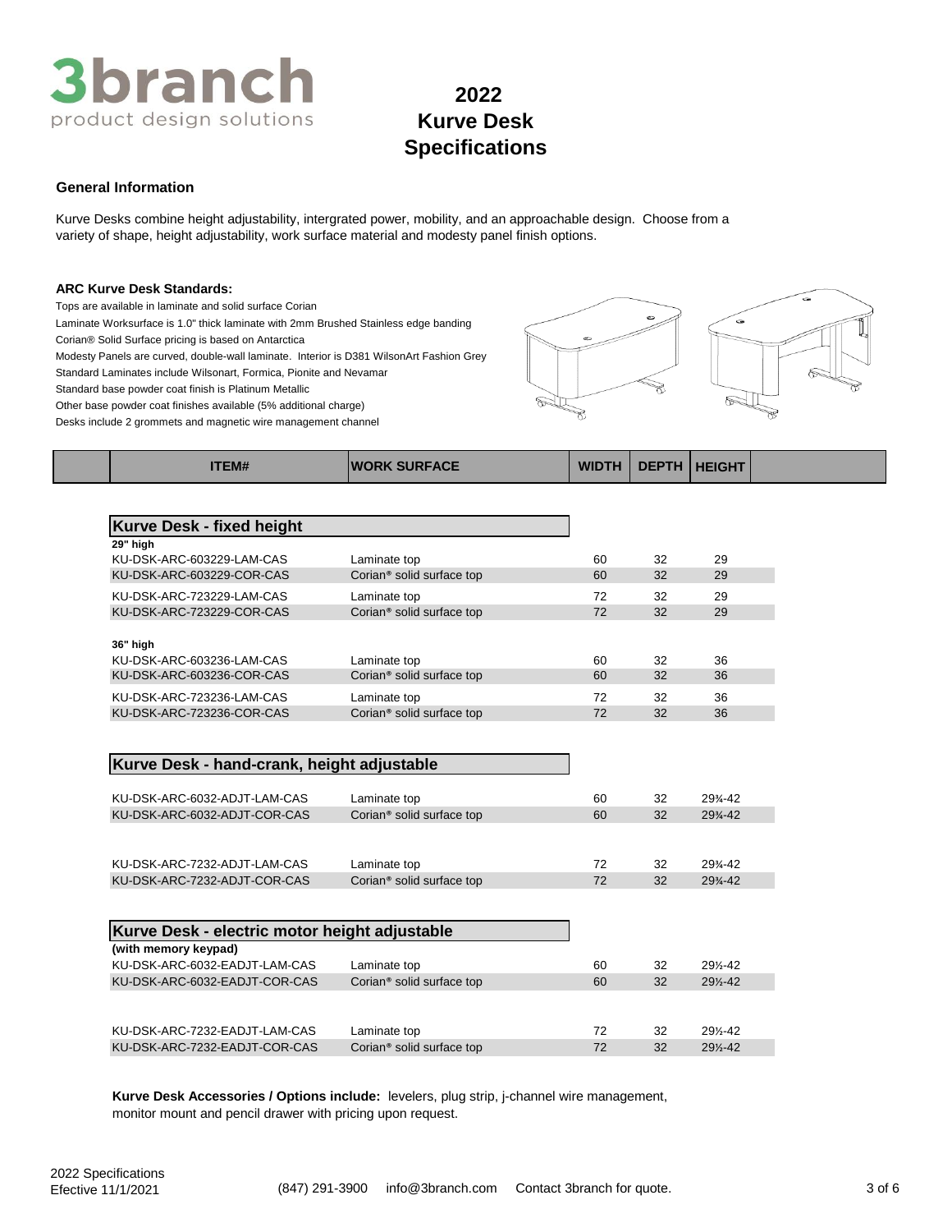# 2022 Kurve Desk Specifications

## General Information

Kurve Desks combine height adjustability, intergrated power, mobility, and an approachable design. Choose from a variety of shape, height adjustability, work surface material and modesty panel finish options.

### ARC Kurve Desk Standards:

Tops are available in laminate and solid surface Corian
Laminate Worksurface is 1.0" thick laminate with 2mm Brushed Stainless edge banding
Corian® Solid Surface pricing is based on Antarctica
Modesty Panels are curved, double-wall laminate. Interior is D381 WilsonArt Fashion Grey
Standard Laminates include Wilsonart, Formica, Pionite and Nevamar
Standard base powder coat finish is Platinum Metallic
Other base powder coat finishes available (5% additional charge)
Desks include 2 grommets and magnetic wire management channel

| ITEM# | WORK SURFACE | WIDTH | DEPTH | HEIGHT |
|---|---|---|---|---|
| **Kurve Desk - fixed height** | | | | |
| **29" high** | | | | |
| KU-DSK-ARC-603229-LAM-CAS | Laminate top | 60 | 32 | 29 |
| KU-DSK-ARC-603229-COR-CAS | Corian® solid surface top | 60 | 32 | 29 |
| KU-DSK-ARC-723229-LAM-CAS | Laminate top | 72 | 32 | 29 |
| KU-DSK-ARC-723229-COR-CAS | Corian® solid surface top | 72 | 32 | 29 |
| **36" high** | | | | |
| KU-DSK-ARC-603236-LAM-CAS | Laminate top | 60 | 32 | 36 |
| KU-DSK-ARC-603236-COR-CAS | Corian® solid surface top | 60 | 32 | 36 |
| KU-DSK-ARC-723236-LAM-CAS | Laminate top | 72 | 32 | 36 |
| KU-DSK-ARC-723236-COR-CAS | Corian® solid surface top | 72 | 32 | 36 |
| **Kurve Desk - hand-crank, height adjustable** | | | | |
| KU-DSK-ARC-6032-ADJT-LAM-CAS | Laminate top | 60 | 32 | 29¾-42 |
| KU-DSK-ARC-6032-ADJT-COR-CAS | Corian® solid surface top | 60 | 32 | 29¾-42 |
| KU-DSK-ARC-7232-ADJT-LAM-CAS | Laminate top | 72 | 32 | 29¾-42 |
| KU-DSK-ARC-7232-ADJT-COR-CAS | Corian® solid surface top | 72 | 32 | 29¾-42 |
| **Kurve Desk - electric motor height adjustable** | | | | |
| **(with memory keypad)** | | | | |
| KU-DSK-ARC-6032-EADJT-LAM-CAS | Laminate top | 60 | 32 | 29½-42 |
| KU-DSK-ARC-6032-EADJT-COR-CAS | Corian® solid surface top | 60 | 32 | 29½-42 |
| KU-DSK-ARC-7232-EADJT-LAM-CAS | Laminate top | 72 | 32 | 29½-42 |
| KU-DSK-ARC-7232-EADJT-COR-CAS | Corian® solid surface top | 72 | 32 | 29½-42 |

**Kurve Desk Accessories / Options include:** levelers, plug strip, j-channel wire management, monitor mount and pencil drawer with pricing upon request.

2022 Specifications
Efective 11/1/2021

(847) 291-3900 info@3branch.com Contact 3branch for quote.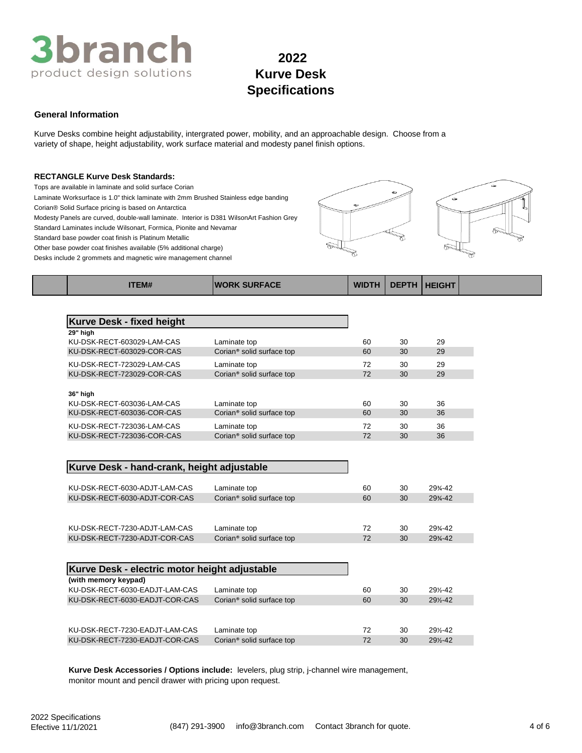# 2022 Kurve Desk Specifications

3branch product design solutions

## General Information

Kurve Desks combine height adjustability, intergrated power, mobility, and an approachable design. Choose from a variety of shape, height adjustability, work surface material and modesty panel finish options.

### RECTANGLE Kurve Desk Standards:

Tops are available in laminate and solid surface Corian
Laminate Worksurface is 1.0" thick laminate with 2mm Brushed Stainless edge banding
Corian® Solid Surface pricing is based on Antarctica
Modesty Panels are curved, double-wall laminate. Interior is D381 WilsonArt Fashion Grey
Standard Laminates include Wilsonart, Formica, Pionite and Nevamar
Standard base powder coat finish is Platinum Metallic
Other base powder coat finishes available (5% additional charge)
Desks include 2 grommets and magnetic wire management channel

| ITEM# | WORK SURFACE | WIDTH | DEPTH | HEIGHT |
|---|---|---|---|---|
| **Kurve Desk - fixed height** | | | | |
| **29" high** | | | | |
| KU-DSK-RECT-603029-LAM-CAS | Laminate top | 60 | 30 | 29 |
| KU-DSK-RECT-603029-COR-CAS | Corian® solid surface top | 60 | 30 | 29 |
| KU-DSK-RECT-723029-LAM-CAS | Laminate top | 72 | 30 | 29 |
| KU-DSK-RECT-723029-COR-CAS | Corian® solid surface top | 72 | 30 | 29 |
| **36" high** | | | | |
| KU-DSK-RECT-603036-LAM-CAS | Laminate top | 60 | 30 | 36 |
| KU-DSK-RECT-603036-COR-CAS | Corian® solid surface top | 60 | 30 | 36 |
| KU-DSK-RECT-723036-LAM-CAS | Laminate top | 72 | 30 | 36 |
| KU-DSK-RECT-723036-COR-CAS | Corian® solid surface top | 72 | 30 | 36 |
| **Kurve Desk - hand-crank, height adjustable** | | | | |
| KU-DSK-RECT-6030-ADJT-LAM-CAS | Laminate top | 60 | 30 | 29¾-42 |
| KU-DSK-RECT-6030-ADJT-COR-CAS | Corian® solid surface top | 60 | 30 | 29¾-42 |
| KU-DSK-RECT-7230-ADJT-LAM-CAS | Laminate top | 72 | 30 | 29¾-42 |
| KU-DSK-RECT-7230-ADJT-COR-CAS | Corian® solid surface top | 72 | 30 | 29¾-42 |
| **Kurve Desk - electric motor height adjustable** | | | | |
| **(with memory keypad)** | | | | |
| KU-DSK-RECT-6030-EADJT-LAM-CAS | Laminate top | 60 | 30 | 29½-42 |
| KU-DSK-RECT-6030-EADJT-COR-CAS | Corian® solid surface top | 60 | 30 | 29½-42 |
| KU-DSK-RECT-7230-EADJT-LAM-CAS | Laminate top | 72 | 30 | 29½-42 |
| KU-DSK-RECT-7230-EADJT-COR-CAS | Corian® solid surface top | 72 | 30 | 29½-42 |

**Kurve Desk Accessories / Options include:** levelers, plug strip, j-channel wire management, monitor mount and pencil drawer with pricing upon request.

2022 Specifications
Efective 11/1/2021

(847) 291-3900 info@3branch.com Contact 3branch for quote.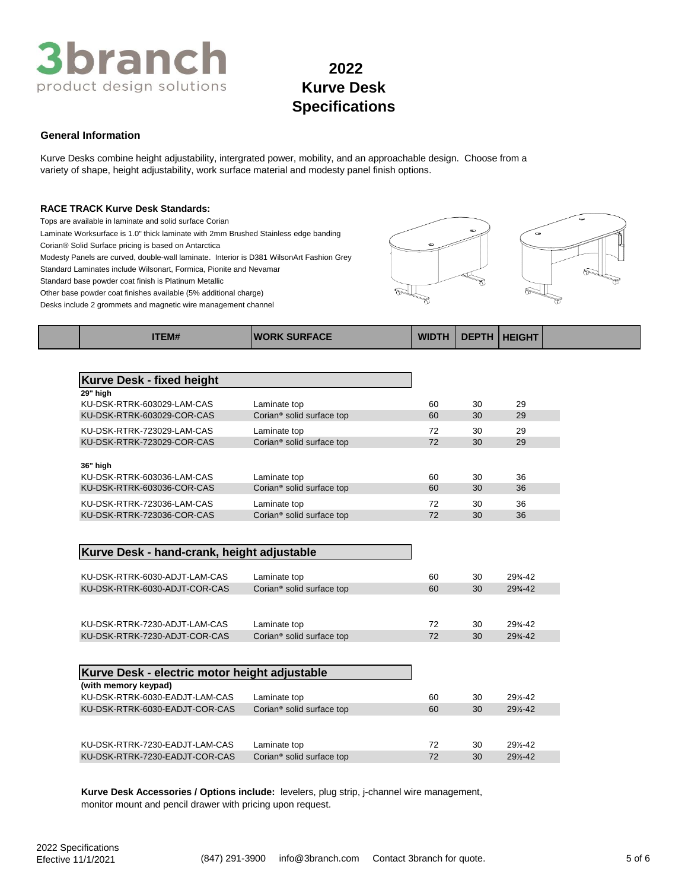# 2022 Kurve Desk Specifications

3branch product design solutions

## General Information

Kurve Desks combine height adjustability, intergrated power, mobility, and an approachable design. Choose from a variety of shape, height adjustability, work surface material and modesty panel finish options.

### RACE TRACK Kurve Desk Standards:

Tops are available in laminate and solid surface Corian
Laminate Worksurface is 1.0" thick laminate with 2mm Brushed Stainless edge banding
Corian® Solid Surface pricing is based on Antarctica
Modesty Panels are curved, double-wall laminate. Interior is D381 WilsonArt Fashion Grey
Standard Laminates include Wilsonart, Formica, Pionite and Nevamar
Standard base powder coat finish is Platinum Metallic
Other base powder coat finishes available (5% additional charge)
Desks include 2 grommets and magnetic wire management channel

| ITEM# | WORK SURFACE | WIDTH | DEPTH | HEIGHT |
|---|---|---|---|---|
| **Kurve Desk - fixed height** | | | | |
| **29" high** | | | | |
| KU-DSK-RTRK-603029-LAM-CAS | Laminate top | 60 | 30 | 29 |
| KU-DSK-RTRK-603029-COR-CAS | Corian® solid surface top | 60 | 30 | 29 |
| KU-DSK-RTRK-723029-LAM-CAS | Laminate top | 72 | 30 | 29 |
| KU-DSK-RTRK-723029-COR-CAS | Corian® solid surface top | 72 | 30 | 29 |
| **36" high** | | | | |
| KU-DSK-RTRK-603036-LAM-CAS | Laminate top | 60 | 30 | 36 |
| KU-DSK-RTRK-603036-COR-CAS | Corian® solid surface top | 60 | 30 | 36 |
| KU-DSK-RTRK-723036-LAM-CAS | Laminate top | 72 | 30 | 36 |
| KU-DSK-RTRK-723036-COR-CAS | Corian® solid surface top | 72 | 30 | 36 |
| **Kurve Desk - hand-crank, height adjustable** | | | | |
| KU-DSK-RTRK-6030-ADJT-LAM-CAS | Laminate top | 60 | 30 | 29¾-42 |
| KU-DSK-RTRK-6030-ADJT-COR-CAS | Corian® solid surface top | 60 | 30 | 29¾-42 |
| KU-DSK-RTRK-7230-ADJT-LAM-CAS | Laminate top | 72 | 30 | 29¾-42 |
| KU-DSK-RTRK-7230-ADJT-COR-CAS | Corian® solid surface top | 72 | 30 | 29¾-42 |
| **Kurve Desk - electric motor height adjustable** | | | | |
| **(with memory keypad)** | | | | |
| KU-DSK-RTRK-6030-EADJT-LAM-CAS | Laminate top | 60 | 30 | 29½-42 |
| KU-DSK-RTRK-6030-EADJT-COR-CAS | Corian® solid surface top | 60 | 30 | 29½-42 |
| KU-DSK-RTRK-7230-EADJT-LAM-CAS | Laminate top | 72 | 30 | 29½-42 |
| KU-DSK-RTRK-7230-EADJT-COR-CAS | Corian® solid surface top | 72 | 30 | 29½-42 |

**Kurve Desk Accessories / Options include:** levelers, plug strip, j-channel wire management, monitor mount and pencil drawer with pricing upon request.

2022 Specifications
Efective 11/1/2021 (847) 291-3900 info@3branch.com Contact 3branch for quote.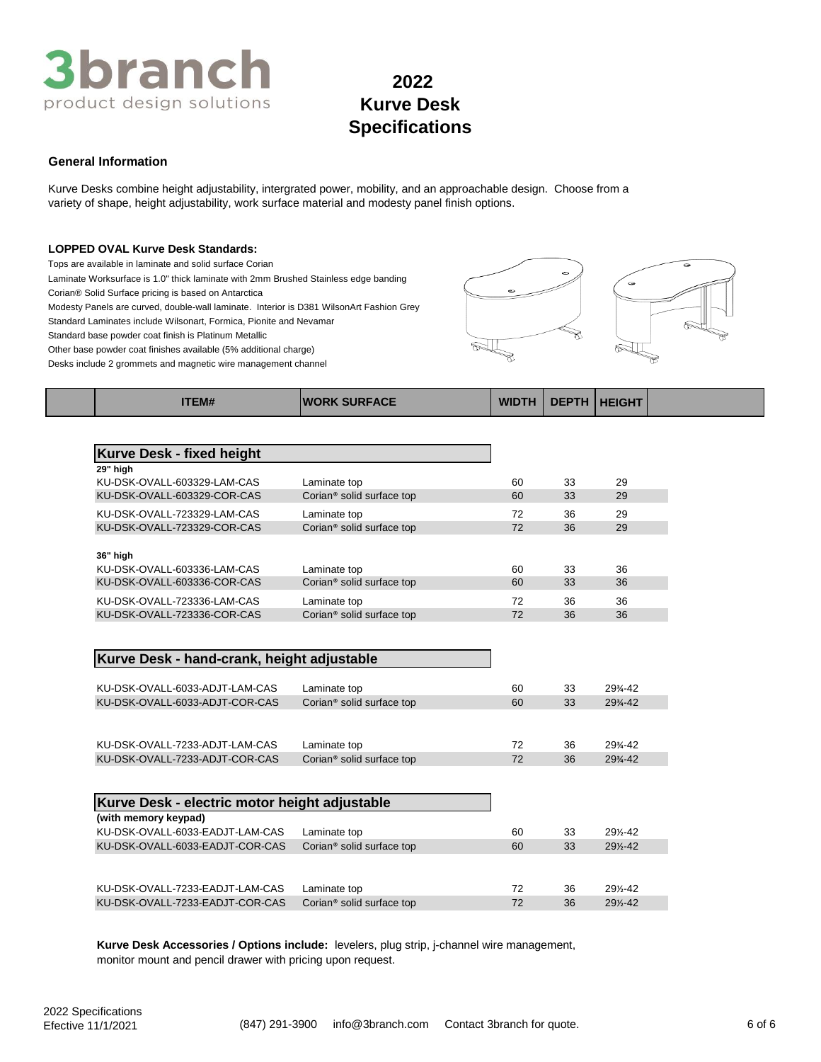3branch
product design solutions

# 2022 Kurve Desk Specifications

## General Information

Kurve Desks combine height adjustability, intergrated power, mobility, and an approachable design. Choose from a variety of shape, height adjustability, work surface material and modesty panel finish options.

### LOPPED OVAL Kurve Desk Standards:

Tops are available in laminate and solid surface Corian
Laminate Worksurface is 1.0" thick laminate with 2mm Brushed Stainless edge banding
Corian® Solid Surface pricing is based on Antarctica
Modesty Panels are curved, double-wall laminate. Interior is D381 WilsonArt Fashion Grey
Standard Laminates include Wilsonart, Formica, Pionite and Nevamar
Standard base powder coat finish is Platinum Metallic
Other base powder coat finishes available (5% additional charge)
Desks include 2 grommets and magnetic wire management channel

| ITEM# | WORK SURFACE | WIDTH | DEPTH | HEIGHT |
|---|---|---|---|---|
| **Kurve Desk - fixed height** | | | | |
| **29" high** | | | | |
| KU-DSK-OVALL-603329-LAM-CAS | Laminate top | 60 | 33 | 29 |
| KU-DSK-OVALL-603329-COR-CAS | Corian® solid surface top | 60 | 33 | 29 |
| KU-DSK-OVALL-723329-LAM-CAS | Laminate top | 72 | 36 | 29 |
| KU-DSK-OVALL-723329-COR-CAS | Corian® solid surface top | 72 | 36 | 29 |
| **36" high** | | | | |
| KU-DSK-OVALL-603336-LAM-CAS | Laminate top | 60 | 33 | 36 |
| KU-DSK-OVALL-603336-COR-CAS | Corian® solid surface top | 60 | 33 | 36 |
| KU-DSK-OVALL-723336-LAM-CAS | Laminate top | 72 | 36 | 36 |
| KU-DSK-OVALL-723336-COR-CAS | Corian® solid surface top | 72 | 36 | 36 |
| **Kurve Desk - hand-crank, height adjustable** | | | | |
| KU-DSK-OVALL-6033-ADJT-LAM-CAS | Laminate top | 60 | 33 | 29¾-42 |
| KU-DSK-OVALL-6033-ADJT-COR-CAS | Corian® solid surface top | 60 | 33 | 29¾-42 |
| KU-DSK-OVALL-7233-ADJT-LAM-CAS | Laminate top | 72 | 36 | 29¾-42 |
| KU-DSK-OVALL-7233-ADJT-COR-CAS | Corian® solid surface top | 72 | 36 | 29¾-42 |
| **Kurve Desk - electric motor height adjustable** | | | | |
| **(with memory keypad)** | | | | |
| KU-DSK-OVALL-6033-EADJT-LAM-CAS | Laminate top | 60 | 33 | 29½-42 |
| KU-DSK-OVALL-6033-EADJT-COR-CAS | Corian® solid surface top | 60 | 33 | 29½-42 |
| KU-DSK-OVALL-7233-EADJT-LAM-CAS | Laminate top | 72 | 36 | 29½-42 |
| KU-DSK-OVALL-7233-EADJT-COR-CAS | Corian® solid surface top | 72 | 36 | 29½-42 |

**Kurve Desk Accessories / Options include:** levelers, plug strip, j-channel wire management, monitor mount and pencil drawer with pricing upon request.

2022 Specifications
Efective 11/1/2021

(847) 291-3900 info@3branch.com Contact 3branch for quote.